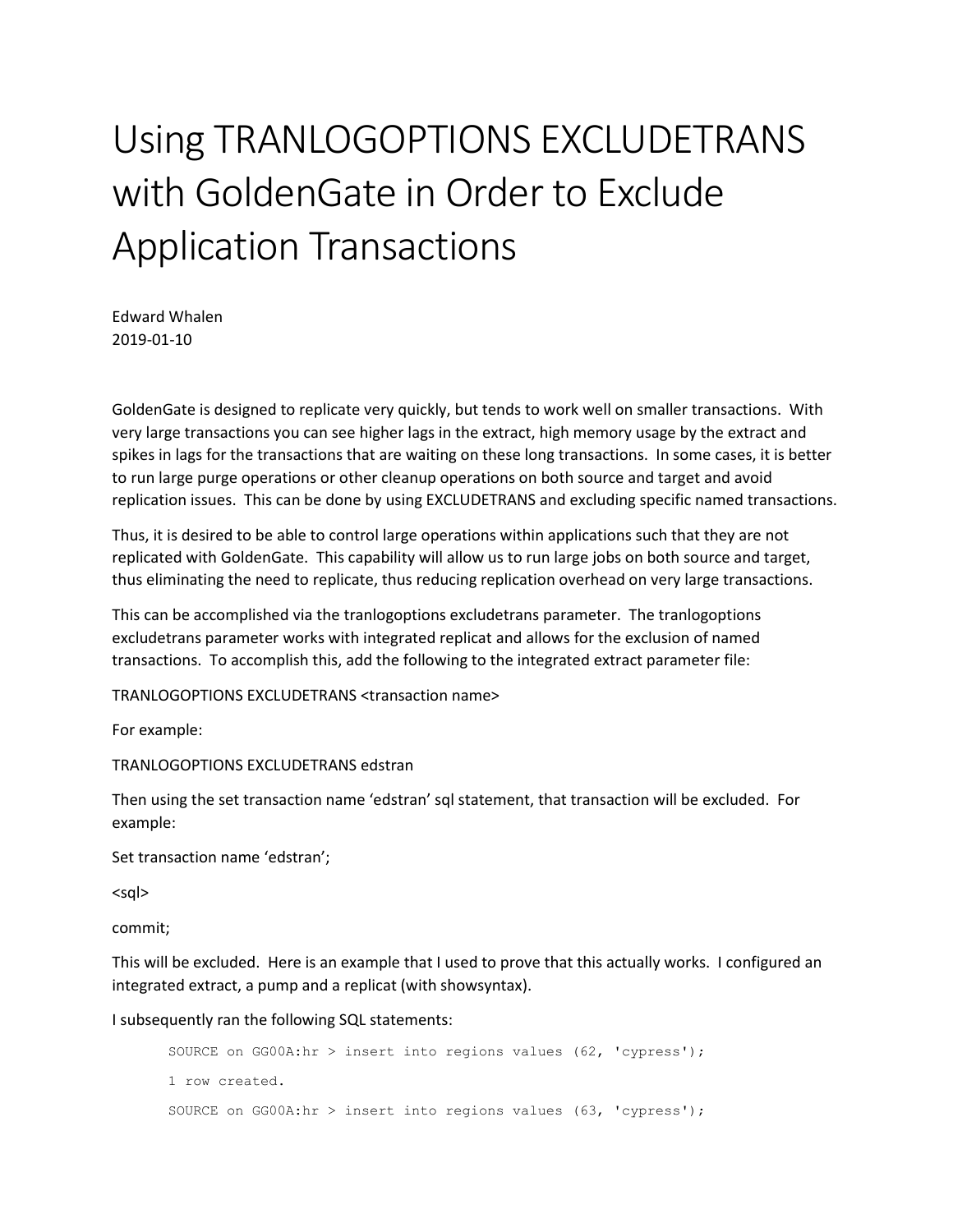# Using TRANLOGOPTIONS EXCLUDETRANS with GoldenGate in Order to Exclude Application Transactions

Edward Whalen
2019-01-10

GoldenGate is designed to replicate very quickly, but tends to work well on smaller transactions. With very large transactions you can see higher lags in the extract, high memory usage by the extract and spikes in lags for the transactions that are waiting on these long transactions. In some cases, it is better to run large purge operations or other cleanup operations on both source and target and avoid replication issues. This can be done by using EXCLUDETRANS and excluding specific named transactions.

Thus, it is desired to be able to control large operations within applications such that they are not replicated with GoldenGate. This capability will allow us to run large jobs on both source and target, thus eliminating the need to replicate, thus reducing replication overhead on very large transactions.

This can be accomplished via the tranlogoptions excludetrans parameter. The tranlogoptions excludetrans parameter works with integrated replicat and allows for the exclusion of named transactions. To accomplish this, add the following to the integrated extract parameter file:

TRANLOGOPTIONS EXCLUDETRANS <transaction name>

For example:

TRANLOGOPTIONS EXCLUDETRANS edstran

Then using the set transaction name 'edstran' sql statement, that transaction will be excluded. For example:

Set transaction name 'edstran';

<sql>

commit;

This will be excluded. Here is an example that I used to prove that this actually works. I configured an integrated extract, a pump and a replicat (with showsyntax).

I subsequently ran the following SQL statements:

```
SOURCE on GG00A:hr > insert into regions values (62, 'cypress');

1 row created.

SOURCE on GG00A:hr > insert into regions values (63, 'cypress');
```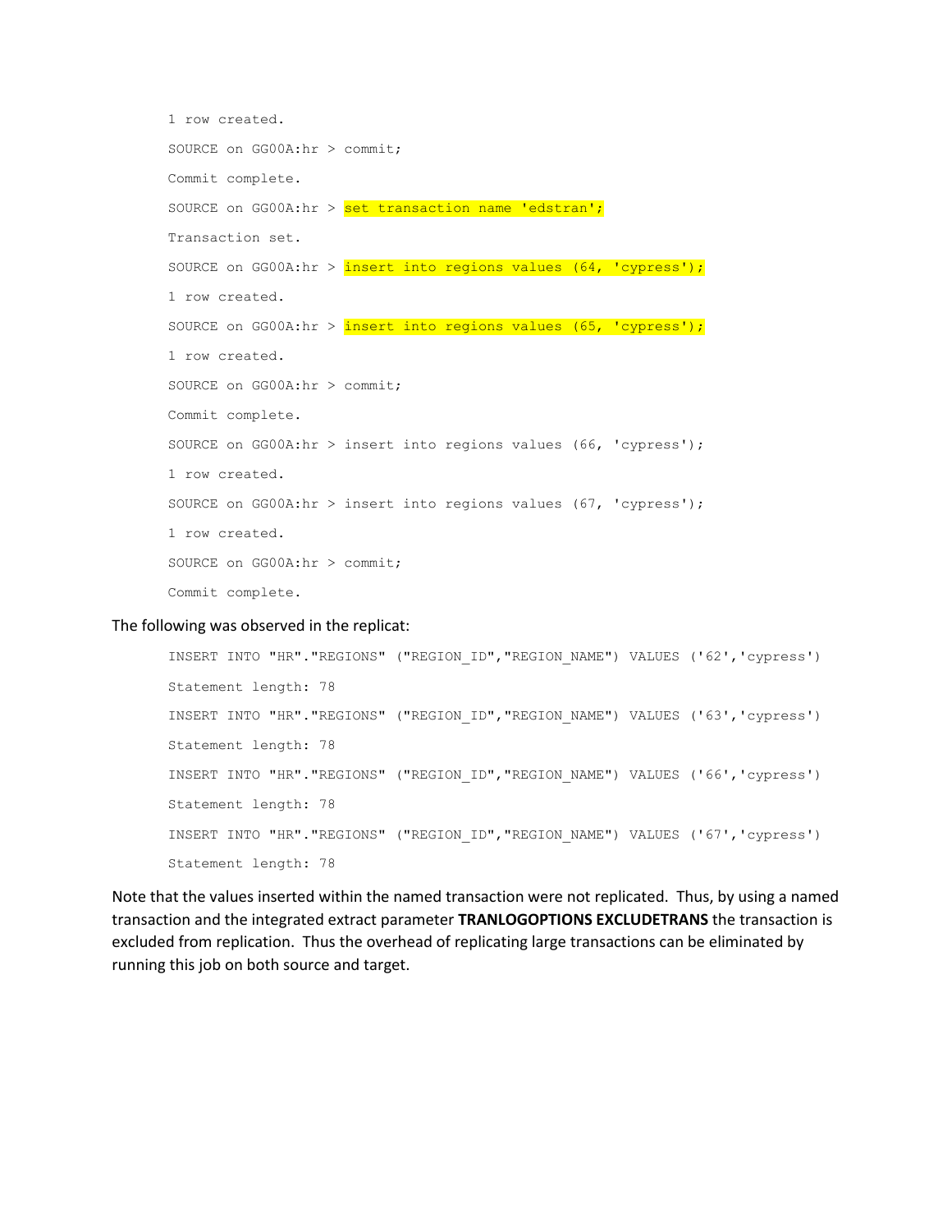```
1 row created.

SOURCE on GG00A:hr > commit;

Commit complete.

SOURCE on GG00A:hr > set transaction name 'edstran';

Transaction set.

SOURCE on GG00A:hr > insert into regions values (64, 'cypress');

1 row created.

SOURCE on GG00A:hr > insert into regions values (65, 'cypress');

1 row created.

SOURCE on GG00A:hr > commit;

Commit complete.

SOURCE on GG00A:hr > insert into regions values (66, 'cypress');

1 row created.

SOURCE on GG00A:hr > insert into regions values (67, 'cypress');

1 row created.

SOURCE on GG00A:hr > commit;

Commit complete.
```

The following was observed in the replicat:

```
INSERT INTO "HR"."REGIONS" ("REGION_ID","REGION_NAME") VALUES ('62','cypress')

Statement length: 78

INSERT INTO "HR"."REGIONS" ("REGION_ID","REGION_NAME") VALUES ('63','cypress')

Statement length: 78

INSERT INTO "HR"."REGIONS" ("REGION_ID","REGION_NAME") VALUES ('66','cypress')

Statement length: 78

INSERT INTO "HR"."REGIONS" ("REGION_ID","REGION_NAME") VALUES ('67','cypress')

Statement length: 78
```

Note that the values inserted within the named transaction were not replicated. Thus, by using a named transaction and the integrated extract parameter **TRANLOGOPTIONS EXCLUDETRANS** the transaction is excluded from replication. Thus the overhead of replicating large transactions can be eliminated by running this job on both source and target.